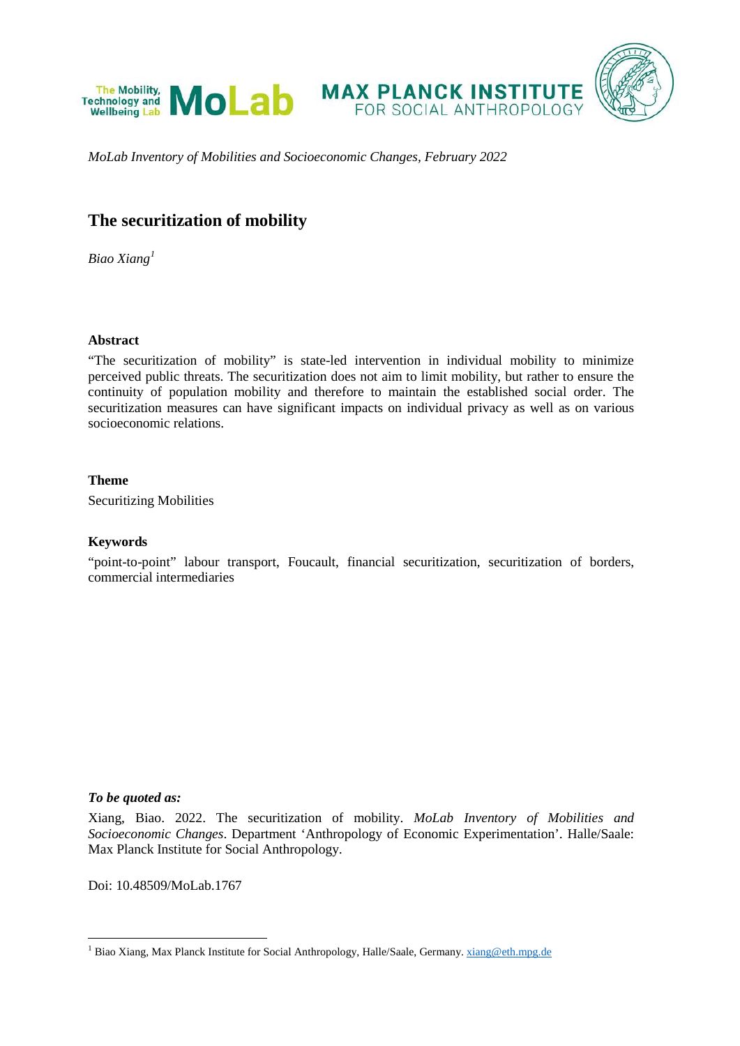*MoLab Inventory of Mobilities and Socioeconomic Changes, February 2022*

# The securitization of mobility

*Biao Xiang*[1]

**Abstract**

"The securitization of mobility" is state-led intervention in individual mobility to minimize perceived public threats. The securitization does not aim to limit mobility, but rather to ensure the continuity of population mobility and therefore to maintain the established social order. The securitization measures can have significant impacts on individual privacy as well as on various socioeconomic relations.

**Theme**

Securitizing Mobilities

**Keywords**

"point-to-point" labour transport, Foucault, financial securitization, securitization of borders, commercial intermediaries

***To be quoted as:***

Xiang, Biao. 2022. The securitization of mobility. *MoLab Inventory of Mobilities and Socioeconomic Changes*. Department 'Anthropology of Economic Experimentation'. Halle/Saale: Max Planck Institute for Social Anthropology.

Doi: 10.48509/MoLab.1767

[1] Biao Xiang, Max Planck Institute for Social Anthropology, Halle/Saale, Germany. xiang@eth.mpg.de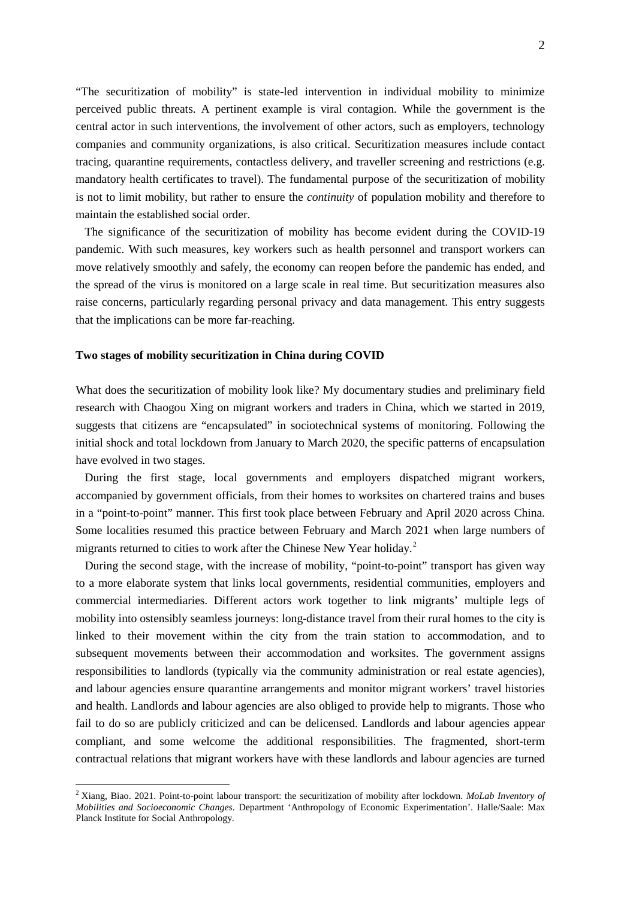"The securitization of mobility" is state-led intervention in individual mobility to minimize perceived public threats. A pertinent example is viral contagion. While the government is the central actor in such interventions, the involvement of other actors, such as employers, technology companies and community organizations, is also critical. Securitization measures include contact tracing, quarantine requirements, contactless delivery, and traveller screening and restrictions (e.g. mandatory health certificates to travel). The fundamental purpose of the securitization of mobility is not to limit mobility, but rather to ensure the *continuity* of population mobility and therefore to maintain the established social order.

The significance of the securitization of mobility has become evident during the COVID-19 pandemic. With such measures, key workers such as health personnel and transport workers can move relatively smoothly and safely, the economy can reopen before the pandemic has ended, and the spread of the virus is monitored on a large scale in real time. But securitization measures also raise concerns, particularly regarding personal privacy and data management. This entry suggests that the implications can be more far-reaching.

**Two stages of mobility securitization in China during COVID**

What does the securitization of mobility look like? My documentary studies and preliminary field research with Chaogou Xing on migrant workers and traders in China, which we started in 2019, suggests that citizens are "encapsulated" in sociotechnical systems of monitoring. Following the initial shock and total lockdown from January to March 2020, the specific patterns of encapsulation have evolved in two stages.

During the first stage, local governments and employers dispatched migrant workers, accompanied by government officials, from their homes to worksites on chartered trains and buses in a "point-to-point" manner. This first took place between February and April 2020 across China. Some localities resumed this practice between February and March 2021 when large numbers of migrants returned to cities to work after the Chinese New Year holiday.[2]

During the second stage, with the increase of mobility, "point-to-point" transport has given way to a more elaborate system that links local governments, residential communities, employers and commercial intermediaries. Different actors work together to link migrants' multiple legs of mobility into ostensibly seamless journeys: long-distance travel from their rural homes to the city is linked to their movement within the city from the train station to accommodation, and to subsequent movements between their accommodation and worksites. The government assigns responsibilities to landlords (typically via the community administration or real estate agencies), and labour agencies ensure quarantine arrangements and monitor migrant workers' travel histories and health. Landlords and labour agencies are also obliged to provide help to migrants. Those who fail to do so are publicly criticized and can be delicensed. Landlords and labour agencies appear compliant, and some welcome the additional responsibilities. The fragmented, short-term contractual relations that migrant workers have with these landlords and labour agencies are turned

---

[2] Xiang, Biao. 2021. Point-to-point labour transport: the securitization of mobility after lockdown. *MoLab Inventory of Mobilities and Socioeconomic Changes*. Department 'Anthropology of Economic Experimentation'. Halle/Saale: Max Planck Institute for Social Anthropology.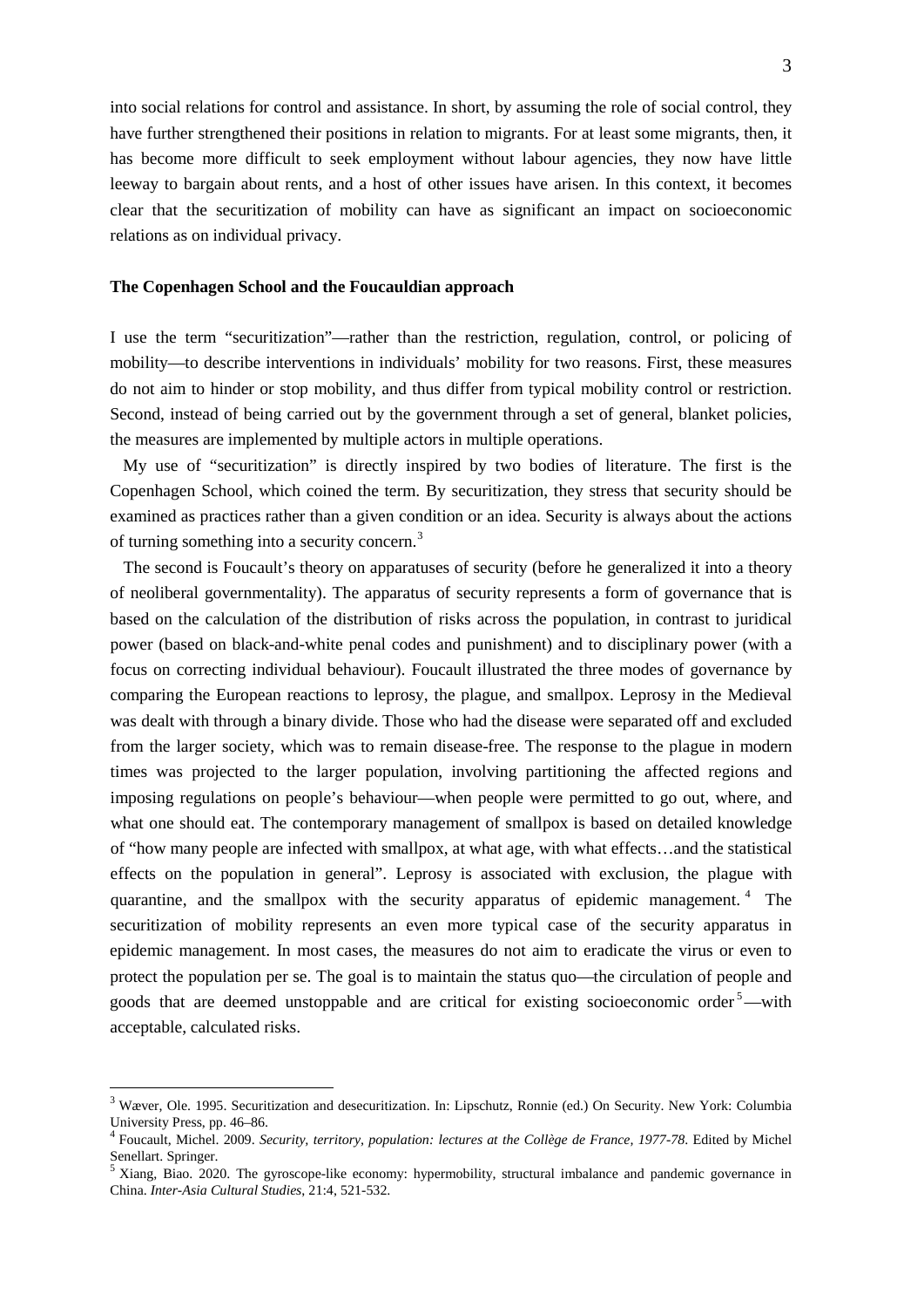into social relations for control and assistance. In short, by assuming the role of social control, they have further strengthened their positions in relation to migrants. For at least some migrants, then, it has become more difficult to seek employment without labour agencies, they now have little leeway to bargain about rents, and a host of other issues have arisen. In this context, it becomes clear that the securitization of mobility can have as significant an impact on socioeconomic relations as on individual privacy.

**The Copenhagen School and the Foucauldian approach**

I use the term "securitization"—rather than the restriction, regulation, control, or policing of mobility—to describe interventions in individuals' mobility for two reasons. First, these measures do not aim to hinder or stop mobility, and thus differ from typical mobility control or restriction. Second, instead of being carried out by the government through a set of general, blanket policies, the measures are implemented by multiple actors in multiple operations.

My use of "securitization" is directly inspired by two bodies of literature. The first is the Copenhagen School, which coined the term. By securitization, they stress that security should be examined as practices rather than a given condition or an idea. Security is always about the actions of turning something into a security concern.[3]

The second is Foucault's theory on apparatuses of security (before he generalized it into a theory of neoliberal governmentality). The apparatus of security represents a form of governance that is based on the calculation of the distribution of risks across the population, in contrast to juridical power (based on black-and-white penal codes and punishment) and to disciplinary power (with a focus on correcting individual behaviour). Foucault illustrated the three modes of governance by comparing the European reactions to leprosy, the plague, and smallpox. Leprosy in the Medieval was dealt with through a binary divide. Those who had the disease were separated off and excluded from the larger society, which was to remain disease-free. The response to the plague in modern times was projected to the larger population, involving partitioning the affected regions and imposing regulations on people's behaviour—when people were permitted to go out, where, and what one should eat. The contemporary management of smallpox is based on detailed knowledge of "how many people are infected with smallpox, at what age, with what effects…and the statistical effects on the population in general". Leprosy is associated with exclusion, the plague with quarantine, and the smallpox with the security apparatus of epidemic management.[4] The securitization of mobility represents an even more typical case of the security apparatus in epidemic management. In most cases, the measures do not aim to eradicate the virus or even to protect the population per se. The goal is to maintain the status quo—the circulation of people and goods that are deemed unstoppable and are critical for existing socioeconomic order[5]—with acceptable, calculated risks.

---

[3] Wæver, Ole. 1995. Securitization and desecuritization. In: Lipschutz, Ronnie (ed.) On Security. New York: Columbia University Press, pp. 46–86.

[4] Foucault, Michel. 2009. *Security, territory, population: lectures at the Collège de France, 1977-78*. Edited by Michel Senellart. Springer.

[5] Xiang, Biao. 2020. The gyroscope-like economy: hypermobility, structural imbalance and pandemic governance in China. *Inter-Asia Cultural Studies*, 21:4, 521-532.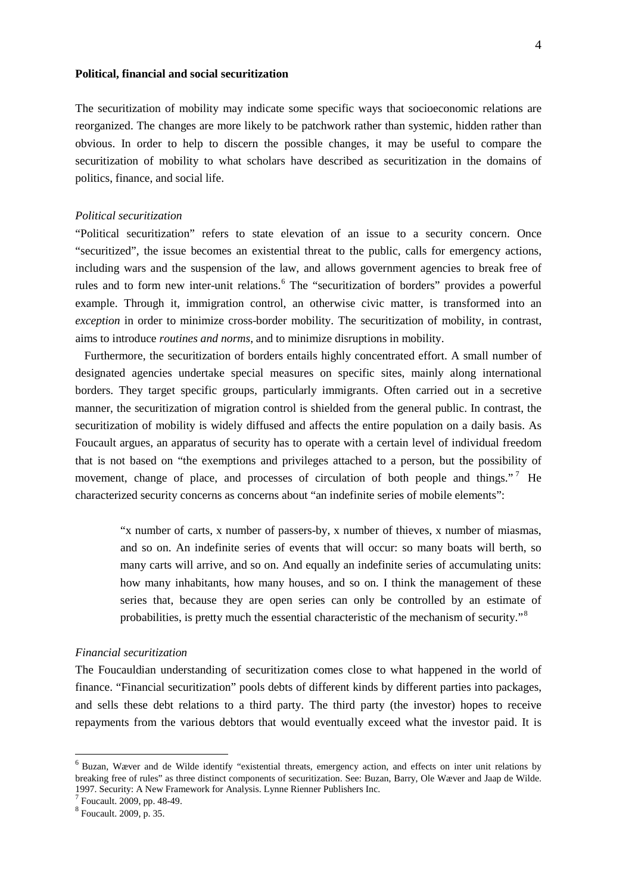**Political, financial and social securitization**

The securitization of mobility may indicate some specific ways that socioeconomic relations are reorganized. The changes are more likely to be patchwork rather than systemic, hidden rather than obvious. In order to help to discern the possible changes, it may be useful to compare the securitization of mobility to what scholars have described as securitization in the domains of politics, finance, and social life.

*Political securitization*

"Political securitization" refers to state elevation of an issue to a security concern. Once "securitized", the issue becomes an existential threat to the public, calls for emergency actions, including wars and the suspension of the law, and allows government agencies to break free of rules and to form new inter-unit relations.[6] The "securitization of borders" provides a powerful example. Through it, immigration control, an otherwise civic matter, is transformed into an *exception* in order to minimize cross-border mobility. The securitization of mobility, in contrast, aims to introduce *routines and norms*, and to minimize disruptions in mobility.

Furthermore, the securitization of borders entails highly concentrated effort. A small number of designated agencies undertake special measures on specific sites, mainly along international borders. They target specific groups, particularly immigrants. Often carried out in a secretive manner, the securitization of migration control is shielded from the general public. In contrast, the securitization of mobility is widely diffused and affects the entire population on a daily basis. As Foucault argues, an apparatus of security has to operate with a certain level of individual freedom that is not based on "the exemptions and privileges attached to a person, but the possibility of movement, change of place, and processes of circulation of both people and things."[7] He characterized security concerns as concerns about "an indefinite series of mobile elements":

> "x number of carts, x number of passers-by, x number of thieves, x number of miasmas, and so on. An indefinite series of events that will occur: so many boats will berth, so many carts will arrive, and so on. And equally an indefinite series of accumulating units: how many inhabitants, how many houses, and so on. I think the management of these series that, because they are open series can only be controlled by an estimate of probabilities, is pretty much the essential characteristic of the mechanism of security."[8]

*Financial securitization*

The Foucauldian understanding of securitization comes close to what happened in the world of finance. "Financial securitization" pools debts of different kinds by different parties into packages, and sells these debt relations to a third party. The third party (the investor) hopes to receive repayments from the various debtors that would eventually exceed what the investor paid. It is

---

[6] Buzan, Wæver and de Wilde identify "existential threats, emergency action, and effects on inter unit relations by breaking free of rules" as three distinct components of securitization. See: Buzan, Barry, Ole Wæver and Jaap de Wilde. 1997. Security: A New Framework for Analysis. Lynne Rienner Publishers Inc.

[7] Foucault. 2009, pp. 48-49.

[8] Foucault. 2009, p. 35.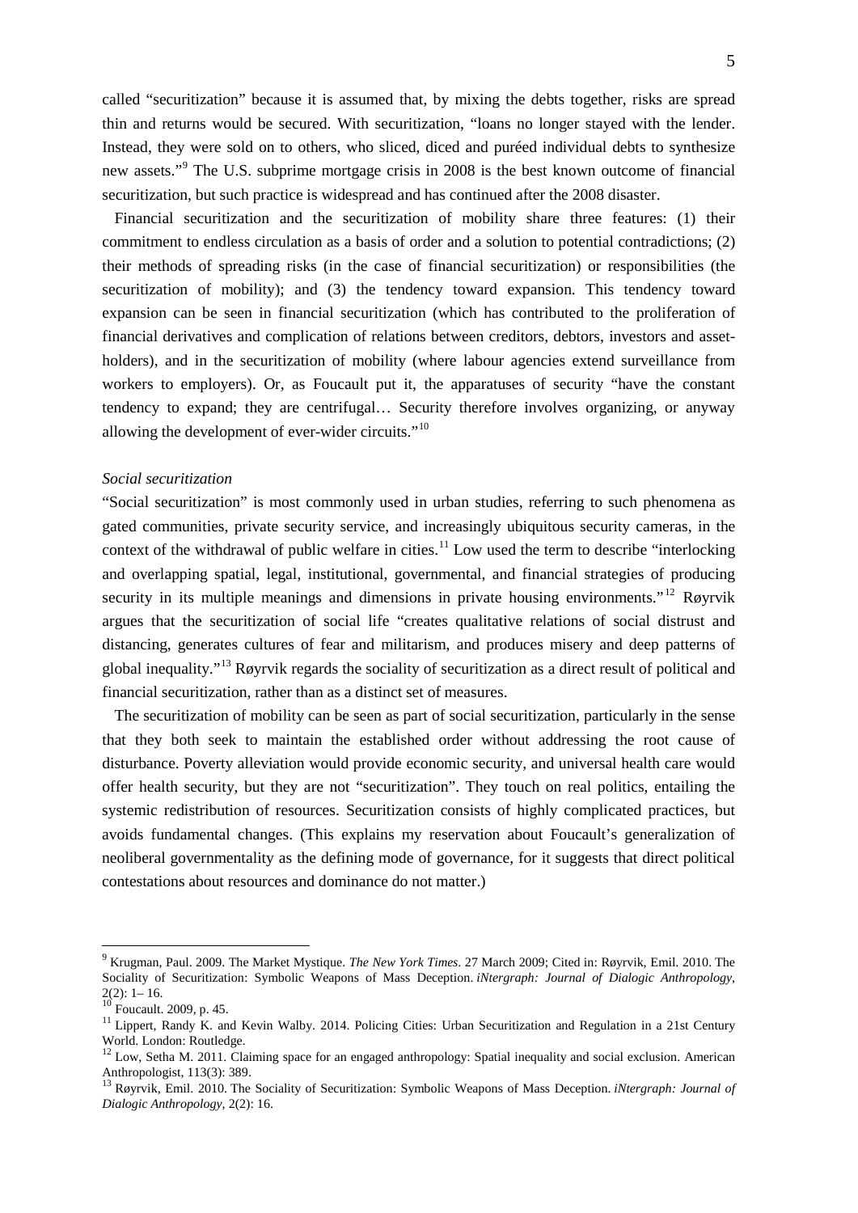called "securitization" because it is assumed that, by mixing the debts together, risks are spread thin and returns would be secured. With securitization, "loans no longer stayed with the lender. Instead, they were sold on to others, who sliced, diced and puréed individual debts to synthesize new assets."[9] The U.S. subprime mortgage crisis in 2008 is the best known outcome of financial securitization, but such practice is widespread and has continued after the 2008 disaster.

Financial securitization and the securitization of mobility share three features: (1) their commitment to endless circulation as a basis of order and a solution to potential contradictions; (2) their methods of spreading risks (in the case of financial securitization) or responsibilities (the securitization of mobility); and (3) the tendency toward expansion. This tendency toward expansion can be seen in financial securitization (which has contributed to the proliferation of financial derivatives and complication of relations between creditors, debtors, investors and asset-holders), and in the securitization of mobility (where labour agencies extend surveillance from workers to employers). Or, as Foucault put it, the apparatuses of security "have the constant tendency to expand; they are centrifugal… Security therefore involves organizing, or anyway allowing the development of ever-wider circuits."[10]

*Social securitization*

"Social securitization" is most commonly used in urban studies, referring to such phenomena as gated communities, private security service, and increasingly ubiquitous security cameras, in the context of the withdrawal of public welfare in cities.[11] Low used the term to describe "interlocking and overlapping spatial, legal, institutional, governmental, and financial strategies of producing security in its multiple meanings and dimensions in private housing environments."[12] Røyrvik argues that the securitization of social life "creates qualitative relations of social distrust and distancing, generates cultures of fear and militarism, and produces misery and deep patterns of global inequality."[13] Røyrvik regards the sociality of securitization as a direct result of political and financial securitization, rather than as a distinct set of measures.

The securitization of mobility can be seen as part of social securitization, particularly in the sense that they both seek to maintain the established order without addressing the root cause of disturbance. Poverty alleviation would provide economic security, and universal health care would offer health security, but they are not "securitization". They touch on real politics, entailing the systemic redistribution of resources. Securitization consists of highly complicated practices, but avoids fundamental changes. (This explains my reservation about Foucault's generalization of neoliberal governmentality as the defining mode of governance, for it suggests that direct political contestations about resources and dominance do not matter.)

---

[9] Krugman, Paul. 2009. The Market Mystique. *The New York Times*. 27 March 2009; Cited in: Røyrvik, Emil. 2010. The Sociality of Securitization: Symbolic Weapons of Mass Deception. *iNtergraph: Journal of Dialogic Anthropology*, 2(2): 1– 16.

[10] Foucault. 2009, p. 45.

[11] Lippert, Randy K. and Kevin Walby. 2014. Policing Cities: Urban Securitization and Regulation in a 21st Century World. London: Routledge.

[12] Low, Setha M. 2011. Claiming space for an engaged anthropology: Spatial inequality and social exclusion. American Anthropologist, 113(3): 389.

[13] Røyrvik, Emil. 2010. The Sociality of Securitization: Symbolic Weapons of Mass Deception. *iNtergraph: Journal of Dialogic Anthropology*, 2(2): 16.